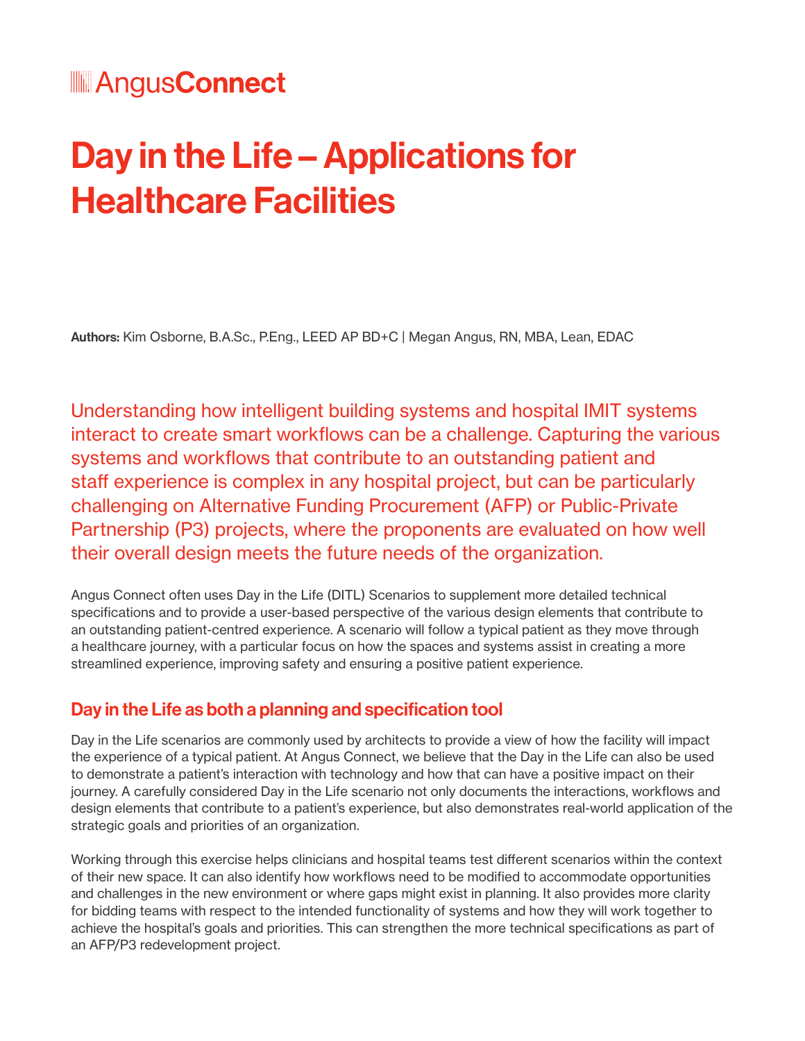AngusConnect

# Day in the Life – Applications for Healthcare Facilities

**Authors:** Kim Osborne, B.A.Sc., P.Eng., LEED AP BD+C | Megan Angus, RN, MBA, Lean, EDAC

Understanding how intelligent building systems and hospital IMIT systems interact to create smart workflows can be a challenge. Capturing the various systems and workflows that contribute to an outstanding patient and staff experience is complex in any hospital project, but can be particularly challenging on Alternative Funding Procurement (AFP) or Public-Private Partnership (P3) projects, where the proponents are evaluated on how well their overall design meets the future needs of the organization.

Angus Connect often uses Day in the Life (DITL) Scenarios to supplement more detailed technical specifications and to provide a user-based perspective of the various design elements that contribute to an outstanding patient-centred experience. A scenario will follow a typical patient as they move through a healthcare journey, with a particular focus on how the spaces and systems assist in creating a more streamlined experience, improving safety and ensuring a positive patient experience.

## Day in the Life as both a planning and specification tool

Day in the Life scenarios are commonly used by architects to provide a view of how the facility will impact the experience of a typical patient. At Angus Connect, we believe that the Day in the Life can also be used to demonstrate a patient's interaction with technology and how that can have a positive impact on their journey. A carefully considered Day in the Life scenario not only documents the interactions, workflows and design elements that contribute to a patient's experience, but also demonstrates real-world application of the strategic goals and priorities of an organization.

Working through this exercise helps clinicians and hospital teams test different scenarios within the context of their new space. It can also identify how workflows need to be modified to accommodate opportunities and challenges in the new environment or where gaps might exist in planning. It also provides more clarity for bidding teams with respect to the intended functionality of systems and how they will work together to achieve the hospital's goals and priorities. This can strengthen the more technical specifications as part of an AFP/P3 redevelopment project.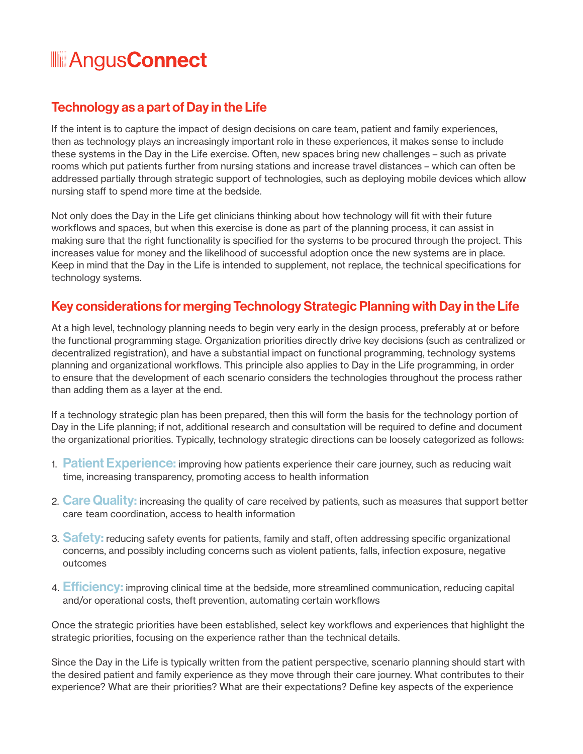## Technology as a part of Day in the Life

If the intent is to capture the impact of design decisions on care team, patient and family experiences, then as technology plays an increasingly important role in these experiences, it makes sense to include these systems in the Day in the Life exercise. Often, new spaces bring new challenges – such as private rooms which put patients further from nursing stations and increase travel distances – which can often be addressed partially through strategic support of technologies, such as deploying mobile devices which allow nursing staff to spend more time at the bedside.

Not only does the Day in the Life get clinicians thinking about how technology will fit with their future workflows and spaces, but when this exercise is done as part of the planning process, it can assist in making sure that the right functionality is specified for the systems to be procured through the project. This increases value for money and the likelihood of successful adoption once the new systems are in place. Keep in mind that the Day in the Life is intended to supplement, not replace, the technical specifications for technology systems.

## Key considerations for merging Technology Strategic Planning with Day in the Life

At a high level, technology planning needs to begin very early in the design process, preferably at or before the functional programming stage. Organization priorities directly drive key decisions (such as centralized or decentralized registration), and have a substantial impact on functional programming, technology systems planning and organizational workflows. This principle also applies to Day in the Life programming, in order to ensure that the development of each scenario considers the technologies throughout the process rather than adding them as a layer at the end.

If a technology strategic plan has been prepared, then this will form the basis for the technology portion of Day in the Life planning; if not, additional research and consultation will be required to define and document the organizational priorities. Typically, technology strategic directions can be loosely categorized as follows:

1. **Patient Experience:** improving how patients experience their care journey, such as reducing wait time, increasing transparency, promoting access to health information
2. **Care Quality:** increasing the quality of care received by patients, such as measures that support better care team coordination, access to health information
3. **Safety:** reducing safety events for patients, family and staff, often addressing specific organizational concerns, and possibly including concerns such as violent patients, falls, infection exposure, negative outcomes
4. **Efficiency:** improving clinical time at the bedside, more streamlined communication, reducing capital and/or operational costs, theft prevention, automating certain workflows

Once the strategic priorities have been established, select key workflows and experiences that highlight the strategic priorities, focusing on the experience rather than the technical details.

Since the Day in the Life is typically written from the patient perspective, scenario planning should start with the desired patient and family experience as they move through their care journey. What contributes to their experience? What are their priorities? What are their expectations? Define key aspects of the experience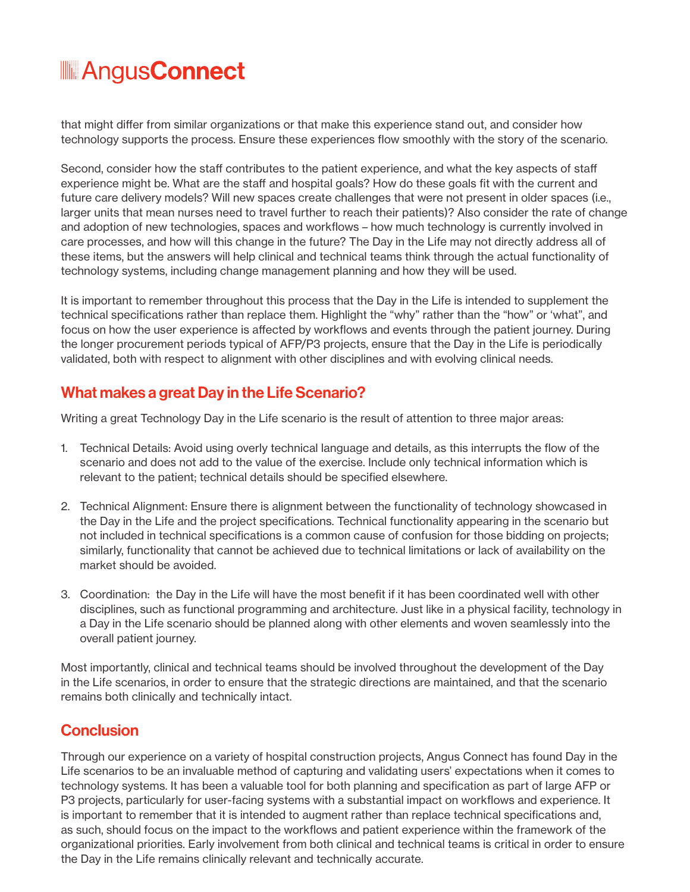that might differ from similar organizations or that make this experience stand out, and consider how technology supports the process. Ensure these experiences flow smoothly with the story of the scenario.

Second, consider how the staff contributes to the patient experience, and what the key aspects of staff experience might be. What are the staff and hospital goals? How do these goals fit with the current and future care delivery models? Will new spaces create challenges that were not present in older spaces (i.e., larger units that mean nurses need to travel further to reach their patients)? Also consider the rate of change and adoption of new technologies, spaces and workflows – how much technology is currently involved in care processes, and how will this change in the future? The Day in the Life may not directly address all of these items, but the answers will help clinical and technical teams think through the actual functionality of technology systems, including change management planning and how they will be used.

It is important to remember throughout this process that the Day in the Life is intended to supplement the technical specifications rather than replace them. Highlight the "why" rather than the "how" or 'what", and focus on how the user experience is affected by workflows and events through the patient journey. During the longer procurement periods typical of AFP/P3 projects, ensure that the Day in the Life is periodically validated, both with respect to alignment with other disciplines and with evolving clinical needs.

## What makes a great Day in the Life Scenario?

Writing a great Technology Day in the Life scenario is the result of attention to three major areas:

1. Technical Details: Avoid using overly technical language and details, as this interrupts the flow of the scenario and does not add to the value of the exercise. Include only technical information which is relevant to the patient; technical details should be specified elsewhere.

2. Technical Alignment: Ensure there is alignment between the functionality of technology showcased in the Day in the Life and the project specifications. Technical functionality appearing in the scenario but not included in technical specifications is a common cause of confusion for those bidding on projects; similarly, functionality that cannot be achieved due to technical limitations or lack of availability on the market should be avoided.

3. Coordination: the Day in the Life will have the most benefit if it has been coordinated well with other disciplines, such as functional programming and architecture. Just like in a physical facility, technology in a Day in the Life scenario should be planned along with other elements and woven seamlessly into the overall patient journey.

Most importantly, clinical and technical teams should be involved throughout the development of the Day in the Life scenarios, in order to ensure that the strategic directions are maintained, and that the scenario remains both clinically and technically intact.

## Conclusion

Through our experience on a variety of hospital construction projects, Angus Connect has found Day in the Life scenarios to be an invaluable method of capturing and validating users' expectations when it comes to technology systems. It has been a valuable tool for both planning and specification as part of large AFP or P3 projects, particularly for user-facing systems with a substantial impact on workflows and experience. It is important to remember that it is intended to augment rather than replace technical specifications and, as such, should focus on the impact to the workflows and patient experience within the framework of the organizational priorities. Early involvement from both clinical and technical teams is critical in order to ensure the Day in the Life remains clinically relevant and technically accurate.